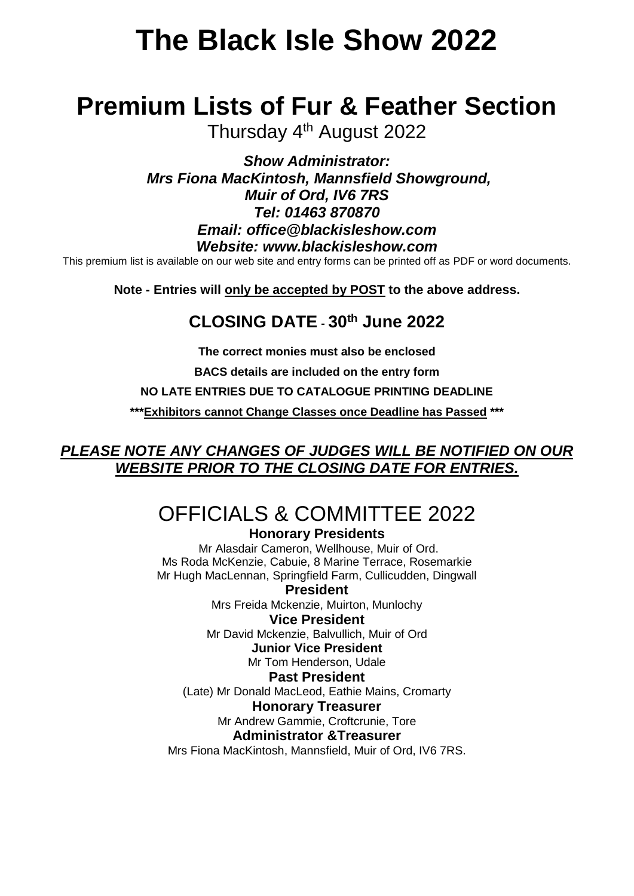# The Black Isle Show 2022

# Premium Lists of Fur & Feather Section

Thursday 4th August 2022

***Show Administrator:***
***Mrs Fiona MacKintosh, Mannsfield Showground,***
***Muir of Ord, IV6 7RS***
***Tel: 01463 870870***
***Email: office@blackisleshow.com***
***Website: www.blackisleshow.com***

This premium list is available on our web site and entry forms can be printed off as PDF or word documents.

**Note - Entries will only be accepted by POST to the above address.**

## CLOSING DATE - 30th June 2022

**The correct monies must also be enclosed**

**BACS details are included on the entry form**

**NO LATE ENTRIES DUE TO CATALOGUE PRINTING DEADLINE**

**\*\*\*Exhibitors cannot Change Classes once Deadline has Passed \*\*\***

***PLEASE NOTE ANY CHANGES OF JUDGES WILL BE NOTIFIED ON OUR WEBSITE PRIOR TO THE CLOSING DATE FOR ENTRIES.***

## OFFICIALS & COMMITTEE 2022

**Honorary Presidents**

Mr Alasdair Cameron, Wellhouse, Muir of Ord.
Ms Roda McKenzie, Cabuie, 8 Marine Terrace, Rosemarkie
Mr Hugh MacLennan, Springfield Farm, Cullicudden, Dingwall

**President**

Mrs Freida Mckenzie, Muirton, Munlochy

**Vice President**

Mr David Mckenzie, Balvullich, Muir of Ord

**Junior Vice President**

Mr Tom Henderson, Udale

**Past President**

(Late) Mr Donald MacLeod, Eathie Mains, Cromarty

**Honorary Treasurer**

Mr Andrew Gammie, Croftcrunie, Tore

**Administrator &Treasurer**

Mrs Fiona MacKintosh, Mannsfield, Muir of Ord, IV6 7RS.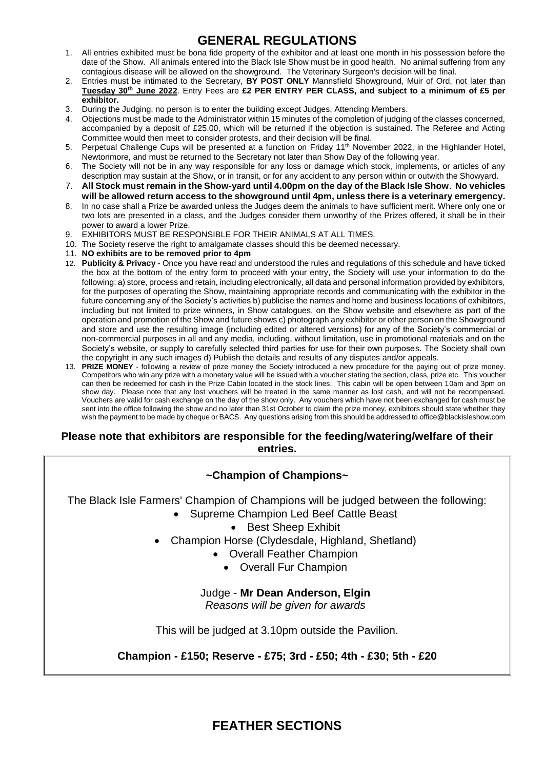# GENERAL REGULATIONS

1. All entries exhibited must be bona fide property of the exhibitor and at least one month in his possession before the date of the Show. All animals entered into the Black Isle Show must be in good health. No animal suffering from any contagious disease will be allowed on the showground. The Veterinary Surgeon's decision will be final.
2. Entries must be intimated to the Secretary, **BY POST ONLY** Mannsfield Showground, Muir of Ord, not later than **Tuesday 30th June 2022**. Entry Fees are **£2 PER ENTRY PER CLASS, and subject to a minimum of £5 per exhibitor.**
3. During the Judging, no person is to enter the building except Judges, Attending Members.
4. Objections must be made to the Administrator within 15 minutes of the completion of judging of the classes concerned, accompanied by a deposit of £25.00, which will be returned if the objection is sustained. The Referee and Acting Committee would then meet to consider protests, and their decision will be final.
5. Perpetual Challenge Cups will be presented at a function on Friday 11th November 2022, in the Highlander Hotel, Newtonmore, and must be returned to the Secretary not later than Show Day of the following year.
6. The Society will not be in any way responsible for any loss or damage which stock, implements, or articles of any description may sustain at the Show, or in transit, or for any accident to any person within or outwith the Showyard.
7. **All Stock must remain in the Show-yard until 4.00pm on the day of the Black Isle Show**. **No vehicles will be allowed return access to the showground until 4pm, unless there is a veterinary emergency.**
8. In no case shall a Prize be awarded unless the Judges deem the animals to have sufficient merit. Where only one or two lots are presented in a class, and the Judges consider them unworthy of the Prizes offered, it shall be in their power to award a lower Prize.
9. EXHIBITORS MUST BE RESPONSIBLE FOR THEIR ANIMALS AT ALL TIMES.
10. The Society reserve the right to amalgamate classes should this be deemed necessary.
11. **NO exhibits are to be removed prior to 4pm**
12. **Publicity & Privacy** - Once you have read and understood the rules and regulations of this schedule and have ticked the box at the bottom of the entry form to proceed with your entry, the Society will use your information to do the following: a) store, process and retain, including electronically, all data and personal information provided by exhibitors, for the purposes of operating the Show, maintaining appropriate records and communicating with the exhibitor in the future concerning any of the Society's activities b) publicise the names and home and business locations of exhibitors, including but not limited to prize winners, in Show catalogues, on the Show website and elsewhere as part of the operation and promotion of the Show and future shows c) photograph any exhibitor or other person on the Showground and store and use the resulting image (including edited or altered versions) for any of the Society's commercial or non-commercial purposes in all and any media, including, without limitation, use in promotional materials and on the Society's website, or supply to carefully selected third parties for use for their own purposes. The Society shall own the copyright in any such images d) Publish the details and results of any disputes and/or appeals.
13. **PRIZE MONEY** - following a review of prize money the Society introduced a new procedure for the paying out of prize money. Competitors who win any prize with a monetary value will be issued with a voucher stating the section, class, prize etc. This voucher can then be redeemed for cash in the Prize Cabin located in the stock lines. This cabin will be open between 10am and 3pm on show day. Please note that any lost vouchers will be treated in the same manner as lost cash, and will not be recompensed. Vouchers are valid for cash exchange on the day of the show only. Any vouchers which have not been exchanged for cash must be sent into the office following the show and no later than 31st October to claim the prize money, exhibitors should state whether they wish the payment to be made by cheque or BACS. Any questions arising from this should be addressed to office@blackisleshow.com

**Please note that exhibitors are responsible for the feeding/watering/welfare of their entries.**

## ~Champion of Champions~

The Black Isle Farmers' Champion of Champions will be judged between the following:

- Supreme Champion Led Beef Cattle Beast
- Best Sheep Exhibit
- Champion Horse (Clydesdale, Highland, Shetland)
- Overall Feather Champion
- Overall Fur Champion

Judge - **Mr Dean Anderson, Elgin**
*Reasons will be given for awards*

This will be judged at 3.10pm outside the Pavilion.

**Champion - £150; Reserve - £75; 3rd - £50; 4th - £30; 5th - £20**

# FEATHER SECTIONS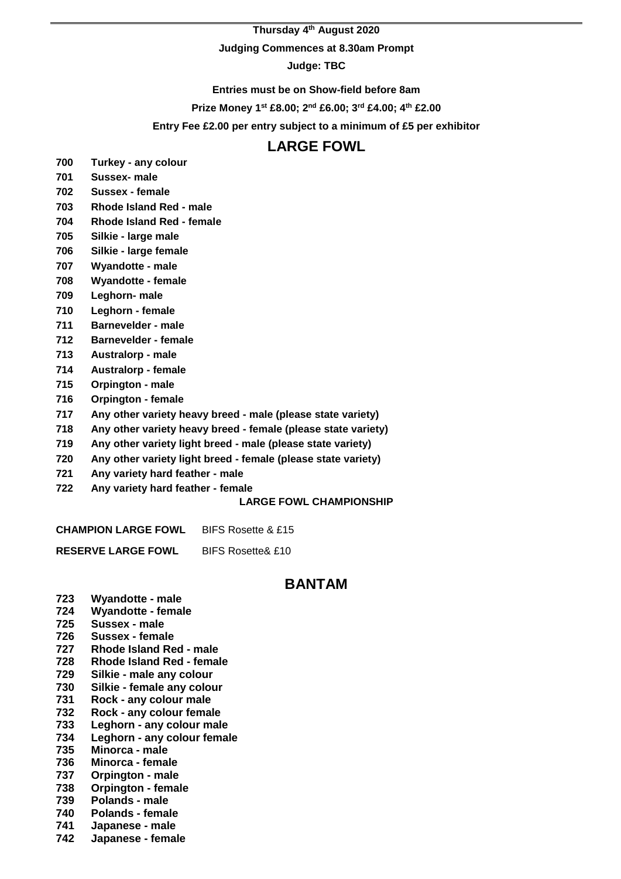**Thursday 4th August 2020**

**Judging Commences at 8.30am Prompt**

**Judge: TBC**

**Entries must be on Show-field before 8am**

**Prize Money 1st £8.00; 2nd £6.00; 3rd £4.00; 4th £2.00**

**Entry Fee £2.00 per entry subject to a minimum of £5 per exhibitor**

## LARGE FOWL

**700 Turkey - any colour**
**701 Sussex- male**
**702 Sussex - female**
**703 Rhode Island Red - male**
**704 Rhode Island Red - female**
**705 Silkie - large male**
**706 Silkie - large female**
**707 Wyandotte - male**
**708 Wyandotte - female**
**709 Leghorn- male**
**710 Leghorn - female**
**711 Barnevelder - male**
**712 Barnevelder - female**
**713 Australorp - male**
**714 Australorp - female**
**715 Orpington - male**
**716 Orpington - female**
**717 Any other variety heavy breed - male (please state variety)**
**718 Any other variety heavy breed - female (please state variety)**
**719 Any other variety light breed - male (please state variety)**
**720 Any other variety light breed - female (please state variety)**
**721 Any variety hard feather - male**
**722 Any variety hard feather - female**

**LARGE FOWL CHAMPIONSHIP**

**CHAMPION LARGE FOWL** BIFS Rosette & £15

**RESERVE LARGE FOWL** BIFS Rosette& £10

## BANTAM

**723 Wyandotte - male**
**724 Wyandotte - female**
**725 Sussex - male**
**726 Sussex - female**
**727 Rhode Island Red - male**
**728 Rhode Island Red - female**
**729 Silkie - male any colour**
**730 Silkie - female any colour**
**731 Rock - any colour male**
**732 Rock - any colour female**
**733 Leghorn - any colour male**
**734 Leghorn - any colour female**
**735 Minorca - male**
**736 Minorca - female**
**737 Orpington - male**
**738 Orpington - female**
**739 Polands - male**
**740 Polands - female**
**741 Japanese - male**
**742 Japanese - female**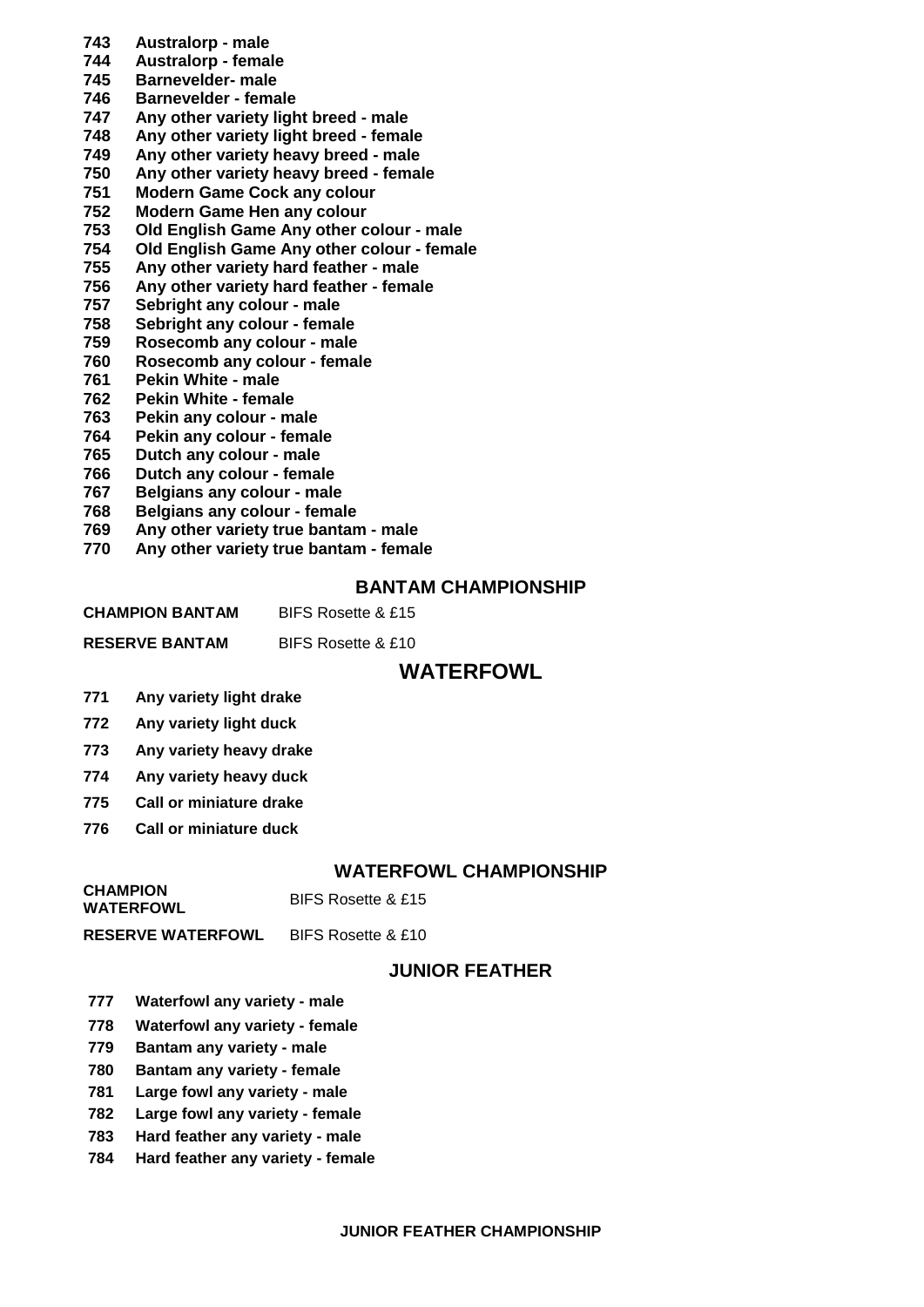**743 Australorp - male**
**744 Australorp - female**
**745 Barnevelder- male**
**746 Barnevelder - female**
**747 Any other variety light breed - male**
**748 Any other variety light breed - female**
**749 Any other variety heavy breed - male**
**750 Any other variety heavy breed - female**
**751 Modern Game Cock any colour**
**752 Modern Game Hen any colour**
**753 Old English Game Any other colour - male**
**754 Old English Game Any other colour - female**
**755 Any other variety hard feather - male**
**756 Any other variety hard feather - female**
**757 Sebright any colour - male**
**758 Sebright any colour - female**
**759 Rosecomb any colour - male**
**760 Rosecomb any colour - female**
**761 Pekin White - male**
**762 Pekin White - female**
**763 Pekin any colour - male**
**764 Pekin any colour - female**
**765 Dutch any colour - male**
**766 Dutch any colour - female**
**767 Belgians any colour - male**
**768 Belgians any colour - female**
**769 Any other variety true bantam - male**
**770 Any other variety true bantam - female**

### BANTAM CHAMPIONSHIP

**CHAMPION BANTAM** BIFS Rosette & £15

**RESERVE BANTAM** BIFS Rosette & £10

## WATERFOWL

**771 Any variety light drake**

**772 Any variety light duck**

**773 Any variety heavy drake**

**774 Any variety heavy duck**

**775 Call or miniature drake**

**776 Call or miniature duck**

### WATERFOWL CHAMPIONSHIP

**CHAMPION WATERFOWL** BIFS Rosette & £15

**RESERVE WATERFOWL** BIFS Rosette & £10

### JUNIOR FEATHER

**777 Waterfowl any variety - male**
**778 Waterfowl any variety - female**
**779 Bantam any variety - male**
**780 Bantam any variety - female**
**781 Large fowl any variety - male**
**782 Large fowl any variety - female**
**783 Hard feather any variety - male**
**784 Hard feather any variety - female**

**JUNIOR FEATHER CHAMPIONSHIP**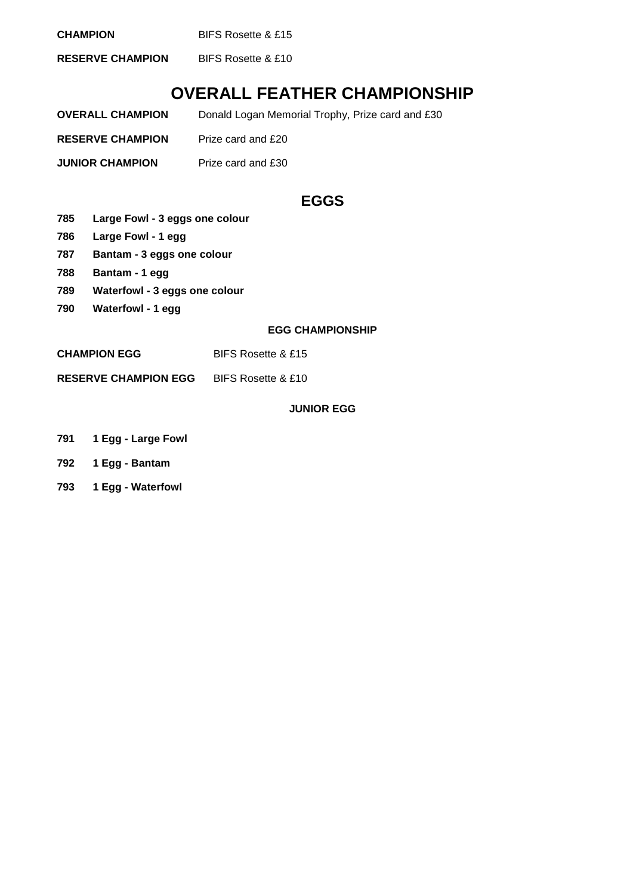**CHAMPION** BIFS Rosette & £15

**RESERVE CHAMPION** BIFS Rosette & £10

## OVERALL FEATHER CHAMPIONSHIP

**OVERALL CHAMPION** Donald Logan Memorial Trophy, Prize card and £30

**RESERVE CHAMPION** Prize card and £20

**JUNIOR CHAMPION** Prize card and £30

## EGGS

**785 Large Fowl - 3 eggs one colour**

**786 Large Fowl - 1 egg**

**787 Bantam - 3 eggs one colour**

**788 Bantam - 1 egg**

**789 Waterfowl - 3 eggs one colour**

**790 Waterfowl - 1 egg**

### EGG CHAMPIONSHIP

**CHAMPION EGG** BIFS Rosette & £15

**RESERVE CHAMPION EGG** BIFS Rosette & £10

### JUNIOR EGG

**791 1 Egg - Large Fowl**

**792 1 Egg - Bantam**

**793 1 Egg - Waterfowl**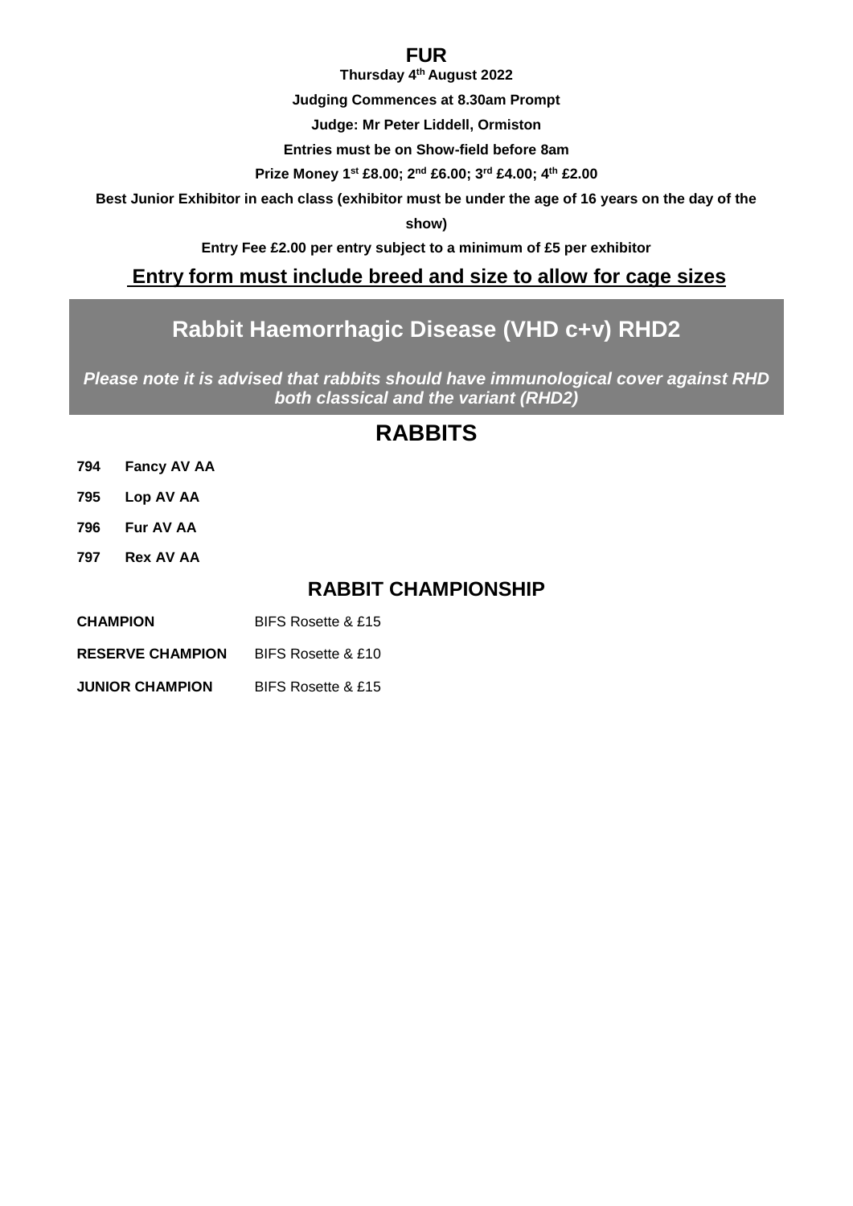# FUR

**Thursday 4th August 2022**

**Judging Commences at 8.30am Prompt**

**Judge: Mr Peter Liddell, Ormiston**

**Entries must be on Show-field before 8am**

**Prize Money 1st £8.00; 2nd £6.00; 3rd £4.00; 4th £2.00**

**Best Junior Exhibitor in each class (exhibitor must be under the age of 16 years on the day of the show)**

**Entry Fee £2.00 per entry subject to a minimum of £5 per exhibitor**

**Entry form must include breed and size to allow for cage sizes**

## Rabbit Haemorrhagic Disease (VHD c+v) RHD2

***Please note it is advised that rabbits should have immunological cover against RHD both classical and the variant (RHD2)***

## RABBITS

**794 Fancy AV AA**

**795 Lop AV AA**

**796 Fur AV AA**

**797 Rex AV AA**

### RABBIT CHAMPIONSHIP

| | |
|---|---|
| **CHAMPION** | BIFS Rosette & £15 |
| **RESERVE CHAMPION** | BIFS Rosette & £10 |
| **JUNIOR CHAMPION** | BIFS Rosette & £15 |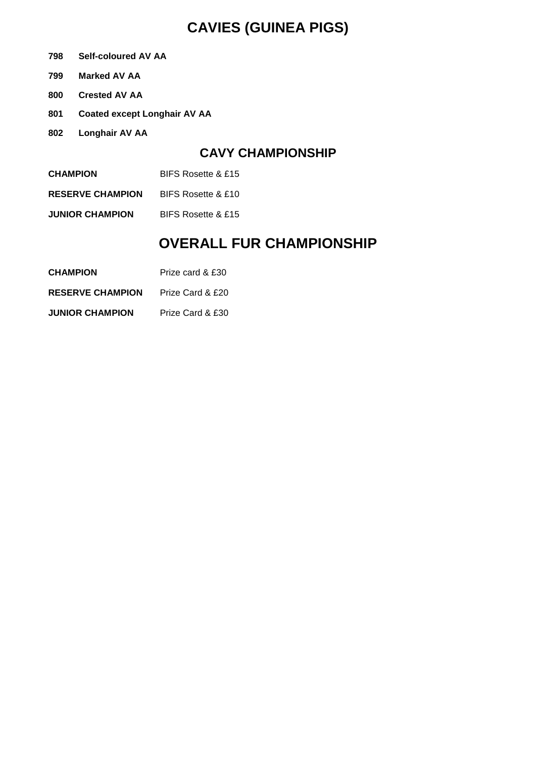# CAVIES (GUINEA PIGS)

**798 Self-coloured AV AA**

**799 Marked AV AA**

**800 Crested AV AA**

**801 Coated except Longhair AV AA**

**802 Longhair AV AA**

## CAVY CHAMPIONSHIP

| | |
|---|---|
| **CHAMPION** | BIFS Rosette & £15 |
| **RESERVE CHAMPION** | BIFS Rosette & £10 |
| **JUNIOR CHAMPION** | BIFS Rosette & £15 |

# OVERALL FUR CHAMPIONSHIP

| | |
|---|---|
| **CHAMPION** | Prize card & £30 |
| **RESERVE CHAMPION** | Prize Card & £20 |
| **JUNIOR CHAMPION** | Prize Card & £30 |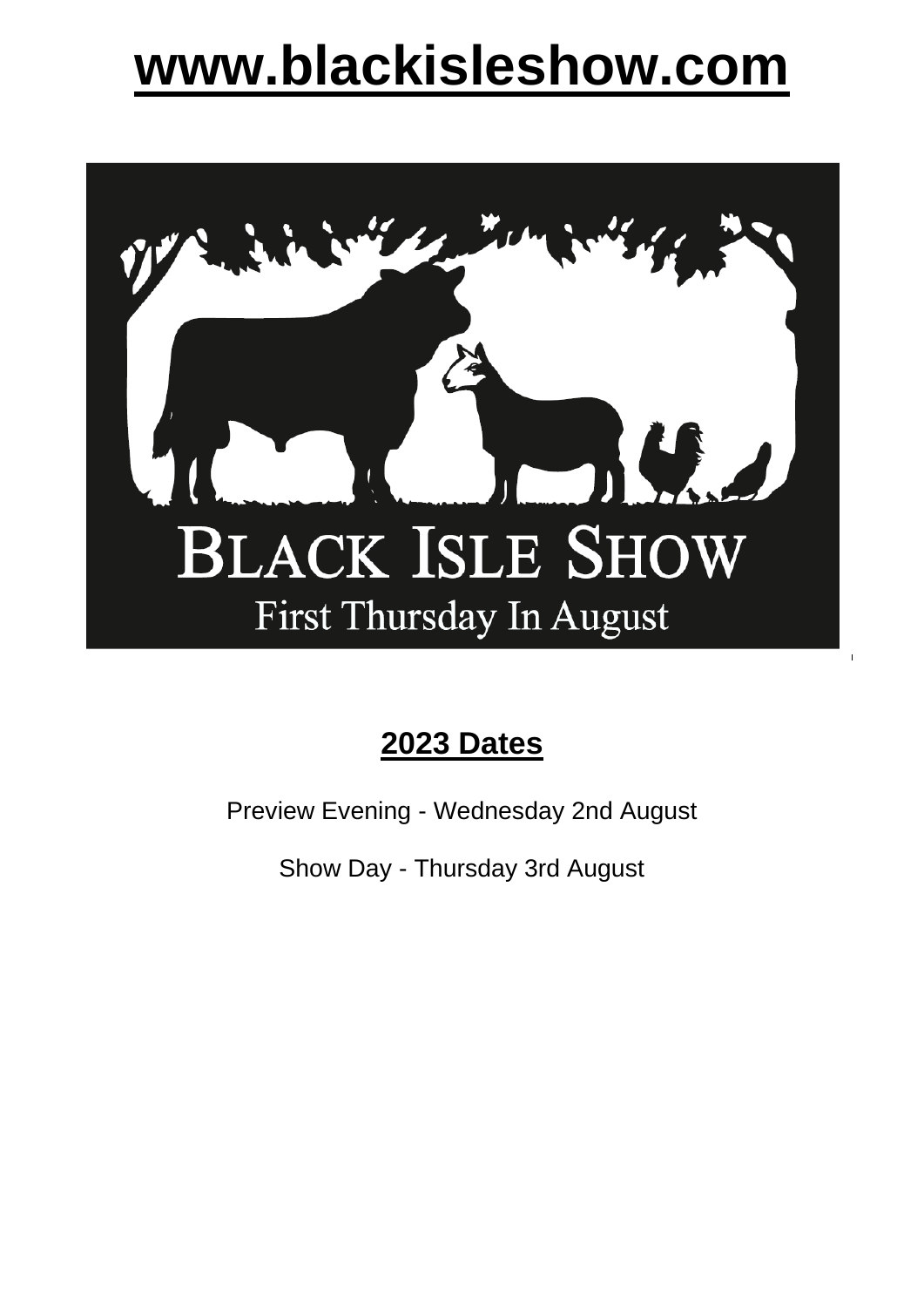# www.blackisleshow.com

BLACK ISLE SHOW

First Thursday In August

## 2023 Dates

Preview Evening - Wednesday 2nd August

Show Day - Thursday 3rd August